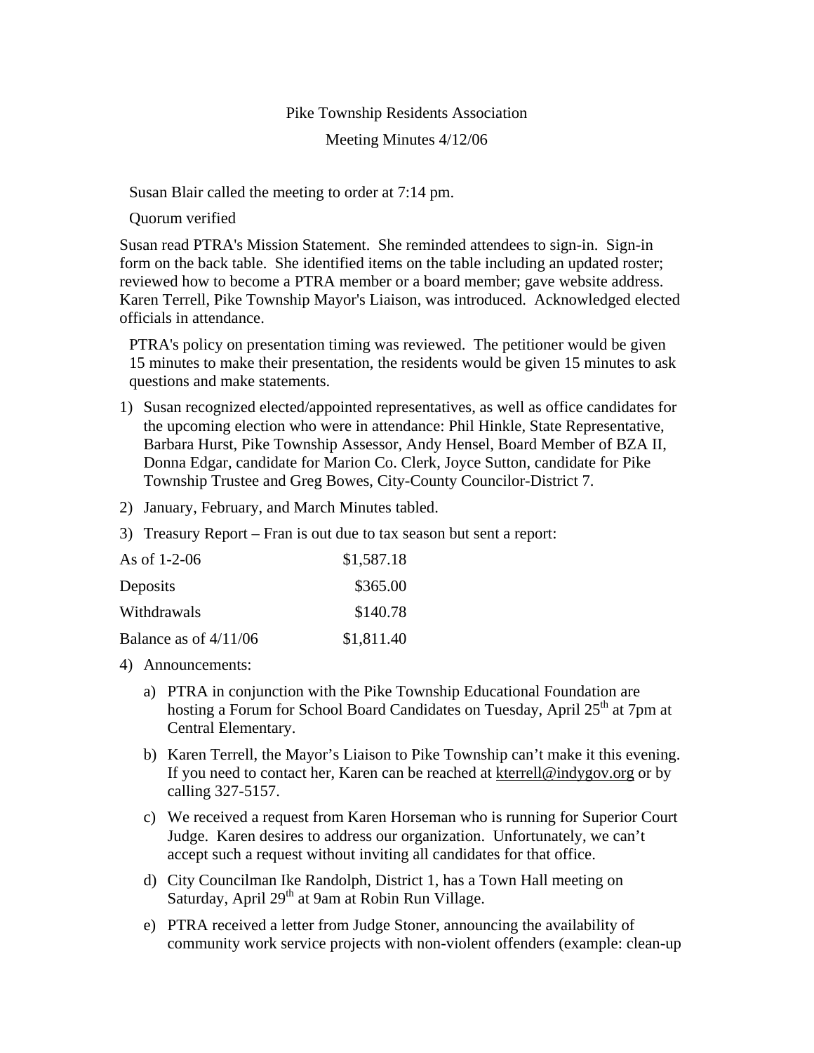# Pike Township Residents Association

## Meeting Minutes 4/12/06

Susan Blair called the meeting to order at 7:14 pm.

Quorum verified

Susan read PTRA's Mission Statement. She reminded attendees to sign-in. Sign-in form on the back table. She identified items on the table including an updated roster; reviewed how to become a PTRA member or a board member; gave website address. Karen Terrell, Pike Township Mayor's Liaison, was introduced. Acknowledged elected officials in attendance.

PTRA's policy on presentation timing was reviewed. The petitioner would be given 15 minutes to make their presentation, the residents would be given 15 minutes to ask questions and make statements.

1) Susan recognized elected/appointed representatives, as well as office candidates for the upcoming election who were in attendance: Phil Hinkle, State Representative, Barbara Hurst, Pike Township Assessor, Andy Hensel, Board Member of BZA II, Donna Edgar, candidate for Marion Co. Clerk, Joyce Sutton, candidate for Pike Township Trustee and Greg Bowes, City-County Councilor-District 7.
2) January, February, and March Minutes tabled.
3) Treasury Report – Fran is out due to tax season but sent a report:

| | |
|---|---|
| As of 1-2-06 | $1,587.18 |
| Deposits | $365.00 |
| Withdrawals | $140.78 |
| Balance as of 4/11/06 | $1,811.40 |

4) Announcements:
   a) PTRA in conjunction with the Pike Township Educational Foundation are hosting a Forum for School Board Candidates on Tuesday, April 25th at 7pm at Central Elementary.
   b) Karen Terrell, the Mayor's Liaison to Pike Township can't make it this evening. If you need to contact her, Karen can be reached at kterrell@indygov.org or by calling 327-5157.
   c) We received a request from Karen Horseman who is running for Superior Court Judge. Karen desires to address our organization. Unfortunately, we can't accept such a request without inviting all candidates for that office.
   d) City Councilman Ike Randolph, District 1, has a Town Hall meeting on Saturday, April 29th at 9am at Robin Run Village.
   e) PTRA received a letter from Judge Stoner, announcing the availability of community work service projects with non-violent offenders (example: clean-up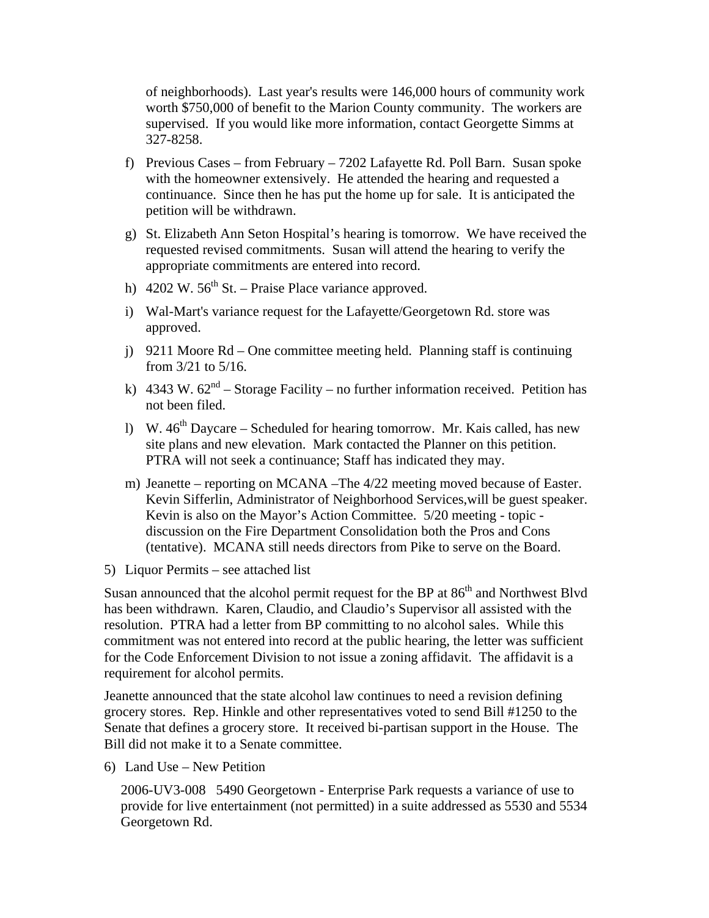of neighborhoods). Last year's results were 146,000 hours of community work worth $750,000 of benefit to the Marion County community. The workers are supervised. If you would like more information, contact Georgette Simms at 327-8258.

f) Previous Cases – from February – 7202 Lafayette Rd. Poll Barn. Susan spoke with the homeowner extensively. He attended the hearing and requested a continuance. Since then he has put the home up for sale. It is anticipated the petition will be withdrawn.

g) St. Elizabeth Ann Seton Hospital's hearing is tomorrow. We have received the requested revised commitments. Susan will attend the hearing to verify the appropriate commitments are entered into record.

h) 4202 W. 56th St. – Praise Place variance approved.

i) Wal-Mart's variance request for the Lafayette/Georgetown Rd. store was approved.

j) 9211 Moore Rd – One committee meeting held. Planning staff is continuing from 3/21 to 5/16.

k) 4343 W. 62nd – Storage Facility – no further information received. Petition has not been filed.

l) W. 46th Daycare – Scheduled for hearing tomorrow. Mr. Kais called, has new site plans and new elevation. Mark contacted the Planner on this petition. PTRA will not seek a continuance; Staff has indicated they may.

m) Jeanette – reporting on MCANA –The 4/22 meeting moved because of Easter. Kevin Sifferlin, Administrator of Neighborhood Services,will be guest speaker. Kevin is also on the Mayor's Action Committee. 5/20 meeting - topic - discussion on the Fire Department Consolidation both the Pros and Cons (tentative). MCANA still needs directors from Pike to serve on the Board.

5) Liquor Permits – see attached list

Susan announced that the alcohol permit request for the BP at 86th and Northwest Blvd has been withdrawn. Karen, Claudio, and Claudio's Supervisor all assisted with the resolution. PTRA had a letter from BP committing to no alcohol sales. While this commitment was not entered into record at the public hearing, the letter was sufficient for the Code Enforcement Division to not issue a zoning affidavit. The affidavit is a requirement for alcohol permits.

Jeanette announced that the state alcohol law continues to need a revision defining grocery stores. Rep. Hinkle and other representatives voted to send Bill #1250 to the Senate that defines a grocery store. It received bi-partisan support in the House. The Bill did not make it to a Senate committee.

6) Land Use – New Petition

2006-UV3-008 5490 Georgetown - Enterprise Park requests a variance of use to provide for live entertainment (not permitted) in a suite addressed as 5530 and 5534 Georgetown Rd.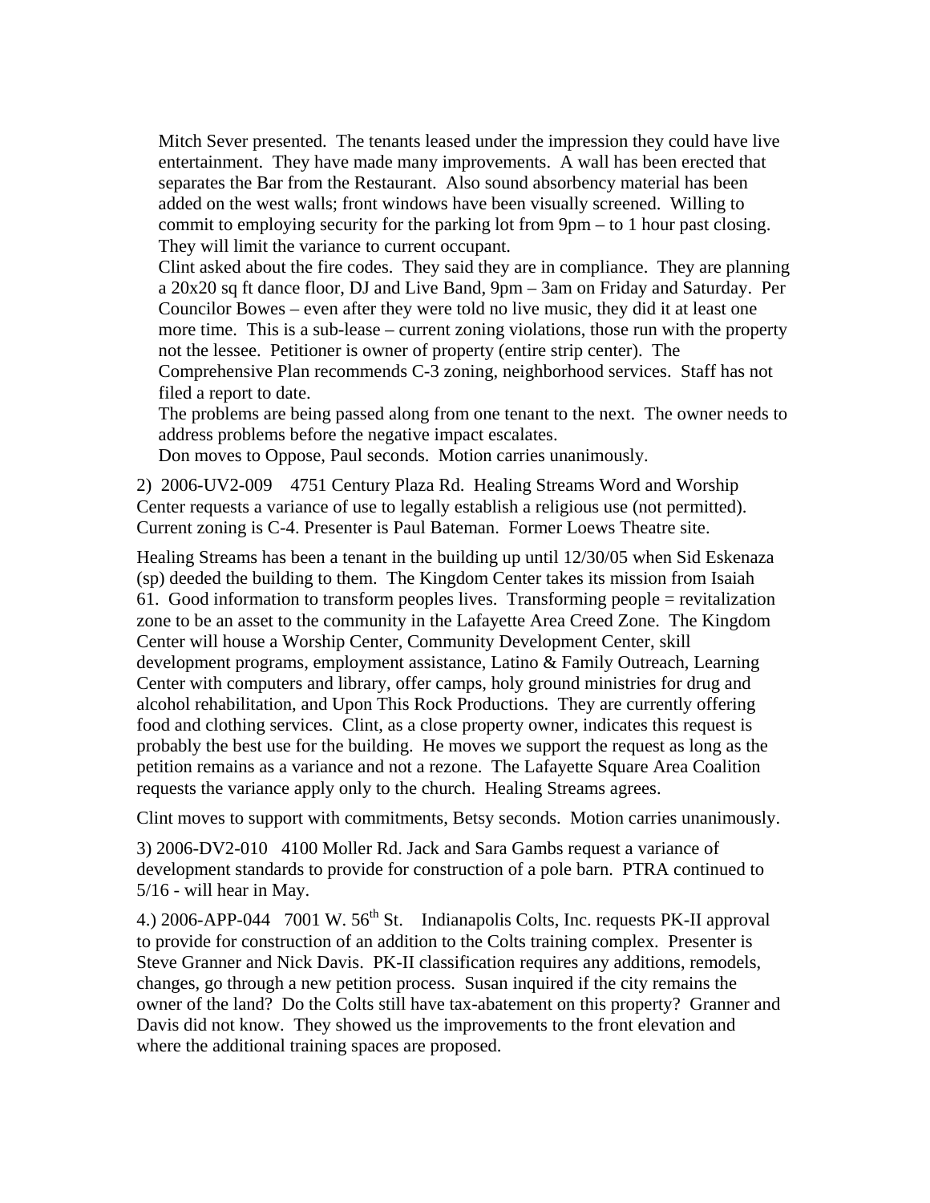Mitch Sever presented. The tenants leased under the impression they could have live entertainment. They have made many improvements. A wall has been erected that separates the Bar from the Restaurant. Also sound absorbency material has been added on the west walls; front windows have been visually screened. Willing to commit to employing security for the parking lot from 9pm – to 1 hour past closing. They will limit the variance to current occupant.

Clint asked about the fire codes. They said they are in compliance. They are planning a 20x20 sq ft dance floor, DJ and Live Band, 9pm – 3am on Friday and Saturday. Per Councilor Bowes – even after they were told no live music, they did it at least one more time. This is a sub-lease – current zoning violations, those run with the property not the lessee. Petitioner is owner of property (entire strip center). The Comprehensive Plan recommends C-3 zoning, neighborhood services. Staff has not filed a report to date.

The problems are being passed along from one tenant to the next. The owner needs to address problems before the negative impact escalates.

Don moves to Oppose, Paul seconds. Motion carries unanimously.

2) 2006-UV2-009 4751 Century Plaza Rd. Healing Streams Word and Worship Center requests a variance of use to legally establish a religious use (not permitted). Current zoning is C-4. Presenter is Paul Bateman. Former Loews Theatre site.

Healing Streams has been a tenant in the building up until 12/30/05 when Sid Eskenaza (sp) deeded the building to them. The Kingdom Center takes its mission from Isaiah 61. Good information to transform peoples lives. Transforming people = revitalization zone to be an asset to the community in the Lafayette Area Creed Zone. The Kingdom Center will house a Worship Center, Community Development Center, skill development programs, employment assistance, Latino & Family Outreach, Learning Center with computers and library, offer camps, holy ground ministries for drug and alcohol rehabilitation, and Upon This Rock Productions. They are currently offering food and clothing services. Clint, as a close property owner, indicates this request is probably the best use for the building. He moves we support the request as long as the petition remains as a variance and not a rezone. The Lafayette Square Area Coalition requests the variance apply only to the church. Healing Streams agrees.

Clint moves to support with commitments, Betsy seconds. Motion carries unanimously.

3) 2006-DV2-010 4100 Moller Rd. Jack and Sara Gambs request a variance of development standards to provide for construction of a pole barn. PTRA continued to 5/16 - will hear in May.

4.) 2006-APP-044 7001 W. 56th St. Indianapolis Colts, Inc. requests PK-II approval to provide for construction of an addition to the Colts training complex. Presenter is Steve Granner and Nick Davis. PK-II classification requires any additions, remodels, changes, go through a new petition process. Susan inquired if the city remains the owner of the land? Do the Colts still have tax-abatement on this property? Granner and Davis did not know. They showed us the improvements to the front elevation and where the additional training spaces are proposed.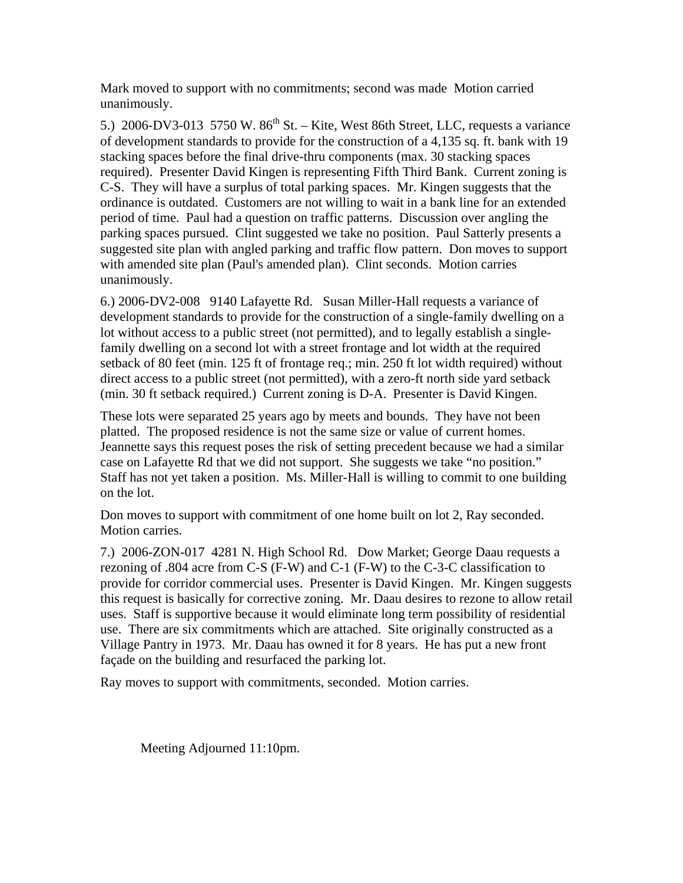Mark moved to support with no commitments; second was made  Motion carried unanimously.

5.)  2006-DV3-013  5750 W. 86th St. – Kite, West 86th Street, LLC, requests a variance of development standards to provide for the construction of a 4,135 sq. ft. bank with 19 stacking spaces before the final drive-thru components (max. 30 stacking spaces required).  Presenter David Kingen is representing Fifth Third Bank.  Current zoning is C-S.  They will have a surplus of total parking spaces.  Mr. Kingen suggests that the ordinance is outdated.  Customers are not willing to wait in a bank line for an extended period of time.  Paul had a question on traffic patterns.  Discussion over angling the parking spaces pursued.  Clint suggested we take no position.  Paul Satterly presents a suggested site plan with angled parking and traffic flow pattern.  Don moves to support with amended site plan (Paul's amended plan).  Clint seconds.  Motion carries unanimously.

6.) 2006-DV2-008   9140 Lafayette Rd.   Susan Miller-Hall requests a variance of development standards to provide for the construction of a single-family dwelling on a lot without access to a public street (not permitted), and to legally establish a single-family dwelling on a second lot with a street frontage and lot width at the required setback of 80 feet (min. 125 ft of frontage req.; min. 250 ft lot width required) without direct access to a public street (not permitted), with a zero-ft north side yard setback (min. 30 ft setback required.)  Current zoning is D-A.  Presenter is David Kingen.

These lots were separated 25 years ago by meets and bounds.  They have not been platted.  The proposed residence is not the same size or value of current homes.  Jeannette says this request poses the risk of setting precedent because we had a similar case on Lafayette Rd that we did not support.  She suggests we take “no position.”  Staff has not yet taken a position.  Ms. Miller-Hall is willing to commit to one building on the lot.

Don moves to support with commitment of one home built on lot 2, Ray seconded.  Motion carries.

7.)  2006-ZON-017  4281 N. High School Rd.   Dow Market; George Daau requests a rezoning of .804 acre from C-S (F-W) and C-1 (F-W) to the C-3-C classification to provide for corridor commercial uses.  Presenter is David Kingen.  Mr. Kingen suggests this request is basically for corrective zoning.  Mr. Daau desires to rezone to allow retail uses.  Staff is supportive because it would eliminate long term possibility of residential use.  There are six commitments which are attached.  Site originally constructed as a Village Pantry in 1973.  Mr. Daau has owned it for 8 years.  He has put a new front façade on the building and resurfaced the parking lot.

Ray moves to support with commitments, seconded.  Motion carries.

Meeting Adjourned 11:10pm.